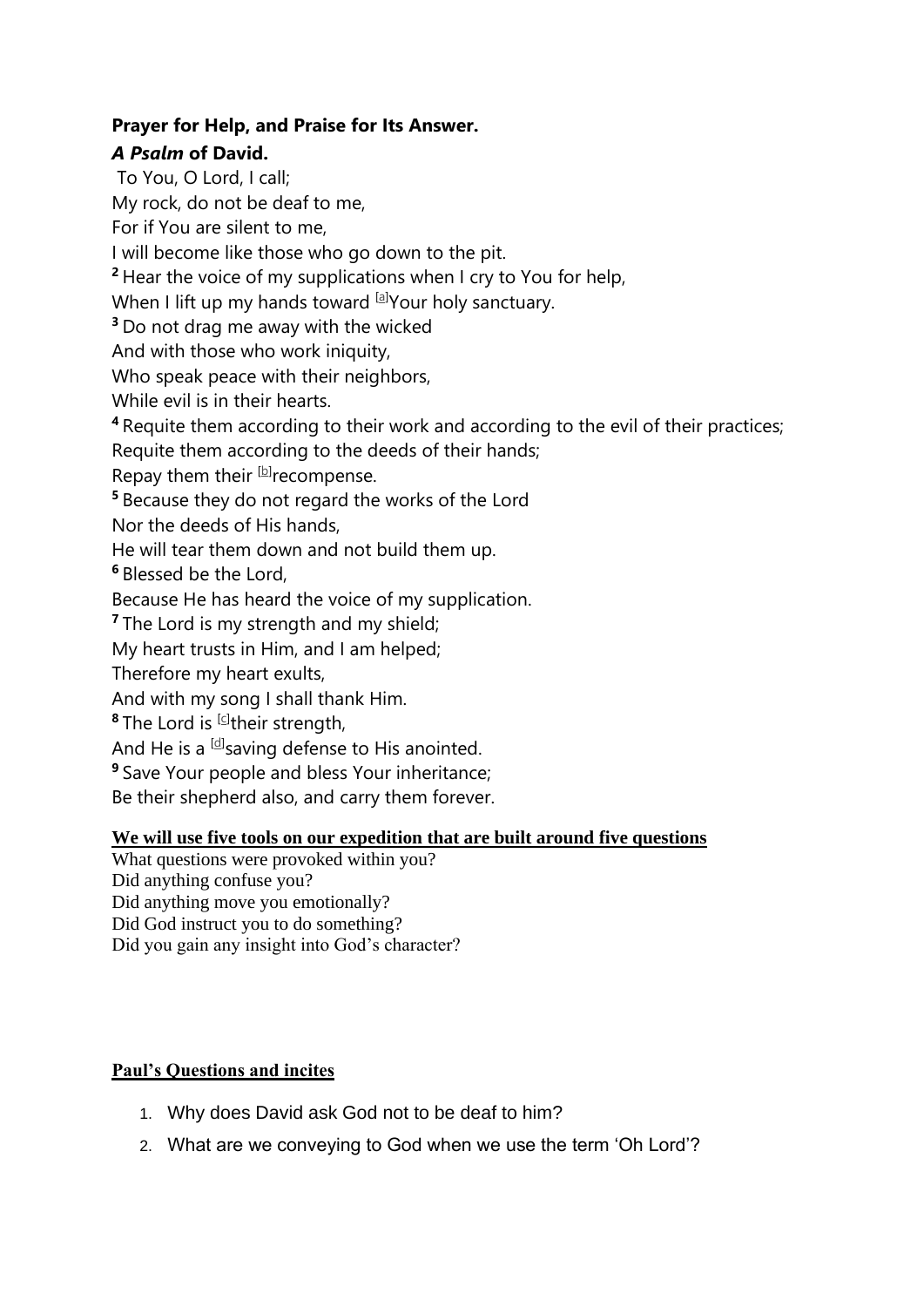**Prayer for Help, and Praise for Its Answer.**

***A Psalm* of David.**

To You, O Lord, I call;
My rock, do not be deaf to me,
For if You are silent to me,
I will become like those who go down to the pit.
**2** Hear the voice of my supplications when I cry to You for help,
When I lift up my hands toward [a]Your holy sanctuary.
**3** Do not drag me away with the wicked
And with those who work iniquity,
Who speak peace with their neighbors,
While evil is in their hearts.
**4** Requite them according to their work and according to the evil of their practices;
Requite them according to the deeds of their hands;
Repay them their [b]recompense.
**5** Because they do not regard the works of the Lord
Nor the deeds of His hands,
He will tear them down and not build them up.
**6** Blessed be the Lord,
Because He has heard the voice of my supplication.
**7** The Lord is my strength and my shield;
My heart trusts in Him, and I am helped;
Therefore my heart exults,
And with my song I shall thank Him.
**8** The Lord is [c]their strength,
And He is a [d]saving defense to His anointed.
**9** Save Your people and bless Your inheritance;
Be their shepherd also, and carry them forever.

**We will use five tools on our expedition that are built around five questions**

What questions were provoked within you?
Did anything confuse you?
Did anything move you emotionally?
Did God instruct you to do something?
Did you gain any insight into God's character?

**Paul's Questions and incites**

1. Why does David ask God not to be deaf to him?
2. What are we conveying to God when we use the term 'Oh Lord'?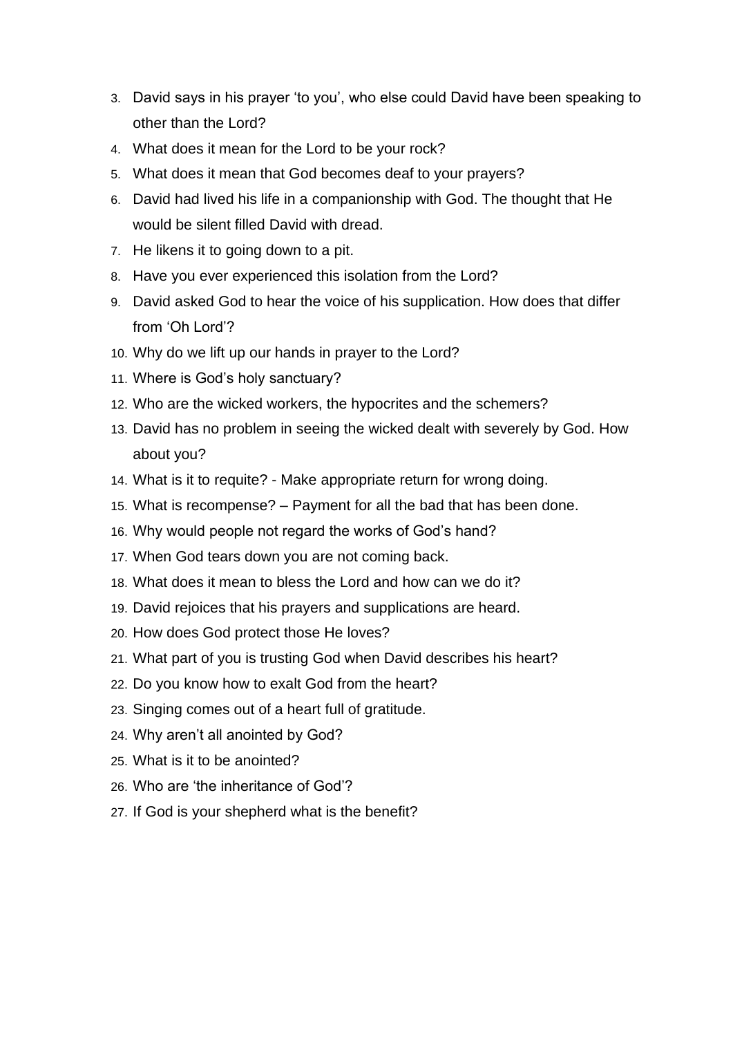3. David says in his prayer 'to you', who else could David have been speaking to other than the Lord?
4. What does it mean for the Lord to be your rock?
5. What does it mean that God becomes deaf to your prayers?
6. David had lived his life in a companionship with God. The thought that He would be silent filled David with dread.
7. He likens it to going down to a pit.
8. Have you ever experienced this isolation from the Lord?
9. David asked God to hear the voice of his supplication. How does that differ from 'Oh Lord'?
10. Why do we lift up our hands in prayer to the Lord?
11. Where is God's holy sanctuary?
12. Who are the wicked workers, the hypocrites and the schemers?
13. David has no problem in seeing the wicked dealt with severely by God. How about you?
14. What is it to requite? - Make appropriate return for wrong doing.
15. What is recompense? – Payment for all the bad that has been done.
16. Why would people not regard the works of God's hand?
17. When God tears down you are not coming back.
18. What does it mean to bless the Lord and how can we do it?
19. David rejoices that his prayers and supplications are heard.
20. How does God protect those He loves?
21. What part of you is trusting God when David describes his heart?
22. Do you know how to exalt God from the heart?
23. Singing comes out of a heart full of gratitude.
24. Why aren't all anointed by God?
25. What is it to be anointed?
26. Who are 'the inheritance of God'?
27. If God is your shepherd what is the benefit?